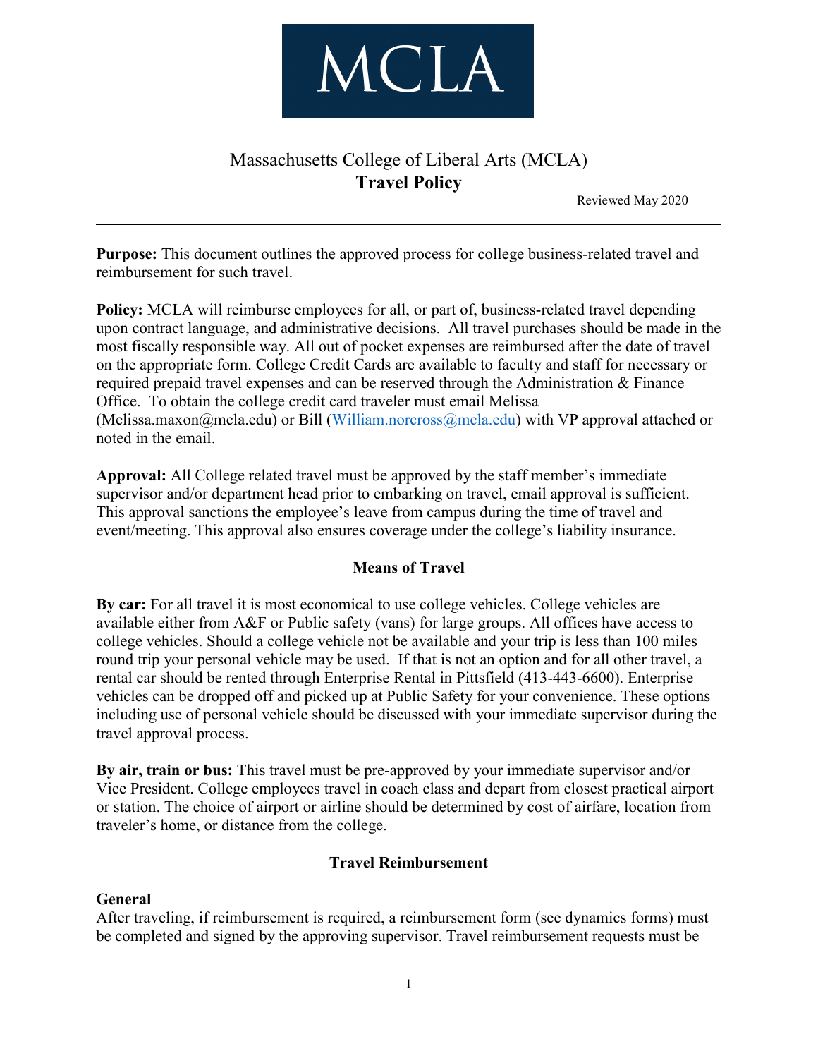MCLA

# Massachusetts College of Liberal Arts (MCLA)
## **Travel Policy**

Reviewed May 2020

---

**Purpose:** This document outlines the approved process for college business-related travel and reimbursement for such travel.

**Policy:** MCLA will reimburse employees for all, or part of, business-related travel depending upon contract language, and administrative decisions. All travel purchases should be made in the most fiscally responsible way. All out of pocket expenses are reimbursed after the date of travel on the appropriate form. College Credit Cards are available to faculty and staff for necessary or required prepaid travel expenses and can be reserved through the Administration & Finance Office. To obtain the college credit card traveler must email Melissa (Melissa.maxon@mcla.edu) or Bill (William.norcross@mcla.edu) with VP approval attached or noted in the email.

**Approval:** All College related travel must be approved by the staff member's immediate supervisor and/or department head prior to embarking on travel, email approval is sufficient. This approval sanctions the employee's leave from campus during the time of travel and event/meeting. This approval also ensures coverage under the college's liability insurance.

### Means of Travel

**By car:** For all travel it is most economical to use college vehicles. College vehicles are available either from A&F or Public safety (vans) for large groups. All offices have access to college vehicles. Should a college vehicle not be available and your trip is less than 100 miles round trip your personal vehicle may be used. If that is not an option and for all other travel, a rental car should be rented through Enterprise Rental in Pittsfield (413-443-6600). Enterprise vehicles can be dropped off and picked up at Public Safety for your convenience. These options including use of personal vehicle should be discussed with your immediate supervisor during the travel approval process.

**By air, train or bus:** This travel must be pre-approved by your immediate supervisor and/or Vice President. College employees travel in coach class and depart from closest practical airport or station. The choice of airport or airline should be determined by cost of airfare, location from traveler's home, or distance from the college.

### Travel Reimbursement

#### General

After traveling, if reimbursement is required, a reimbursement form (see dynamics forms) must be completed and signed by the approving supervisor. Travel reimbursement requests must be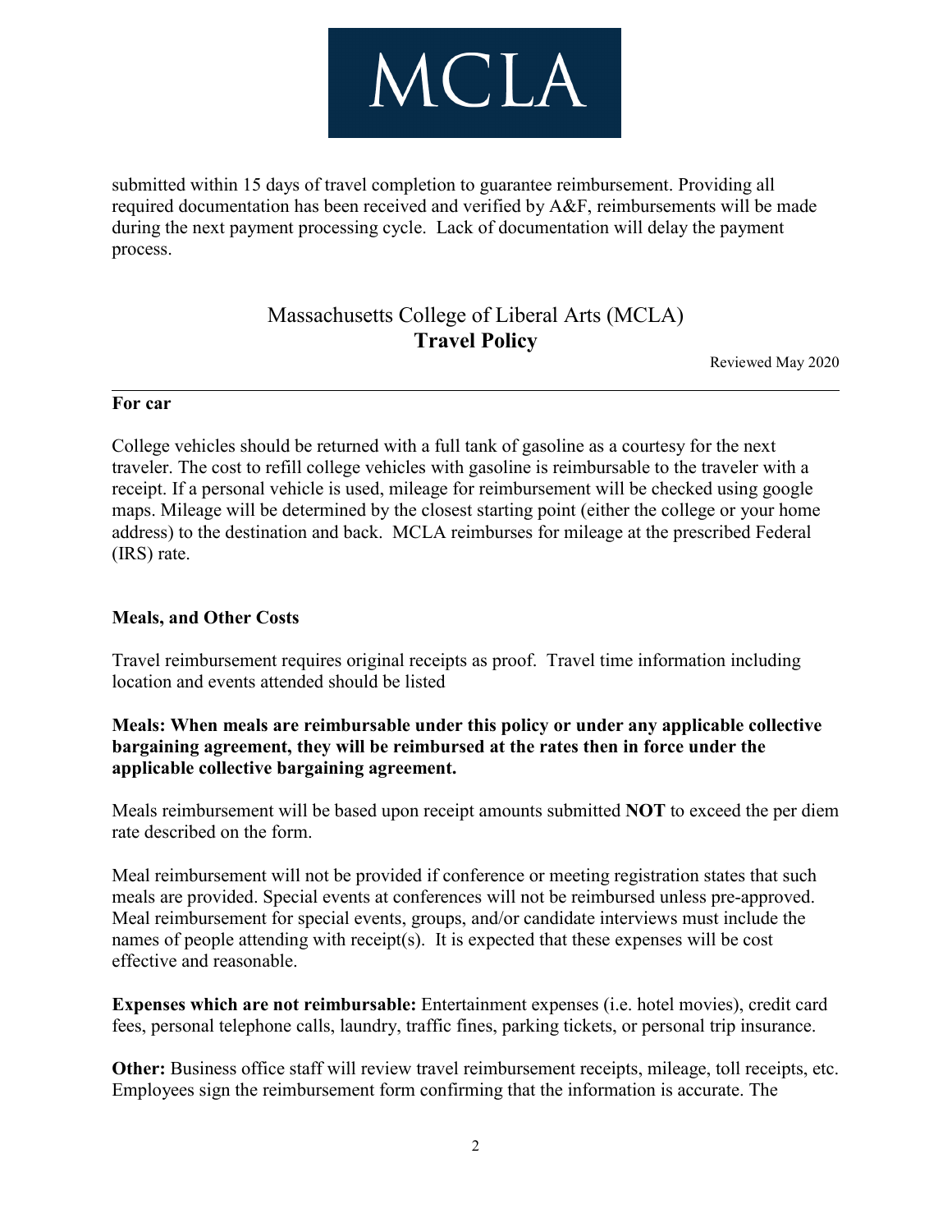submitted within 15 days of travel completion to guarantee reimbursement. Providing all required documentation has been received and verified by A&F, reimbursements will be made during the next payment processing cycle. Lack of documentation will delay the payment process.

Massachusetts College of Liberal Arts (MCLA)
**Travel Policy**

Reviewed May 2020

---

**For car**

College vehicles should be returned with a full tank of gasoline as a courtesy for the next traveler. The cost to refill college vehicles with gasoline is reimbursable to the traveler with a receipt. If a personal vehicle is used, mileage for reimbursement will be checked using google maps. Mileage will be determined by the closest starting point (either the college or your home address) to the destination and back. MCLA reimburses for mileage at the prescribed Federal (IRS) rate.

**Meals, and Other Costs**

Travel reimbursement requires original receipts as proof. Travel time information including location and events attended should be listed

**Meals: When meals are reimbursable under this policy or under any applicable collective bargaining agreement, they will be reimbursed at the rates then in force under the applicable collective bargaining agreement.**

Meals reimbursement will be based upon receipt amounts submitted **NOT** to exceed the per diem rate described on the form.

Meal reimbursement will not be provided if conference or meeting registration states that such meals are provided. Special events at conferences will not be reimbursed unless pre-approved. Meal reimbursement for special events, groups, and/or candidate interviews must include the names of people attending with receipt(s). It is expected that these expenses will be cost effective and reasonable.

**Expenses which are not reimbursable:** Entertainment expenses (i.e. hotel movies), credit card fees, personal telephone calls, laundry, traffic fines, parking tickets, or personal trip insurance.

**Other:** Business office staff will review travel reimbursement receipts, mileage, toll receipts, etc. Employees sign the reimbursement form confirming that the information is accurate. The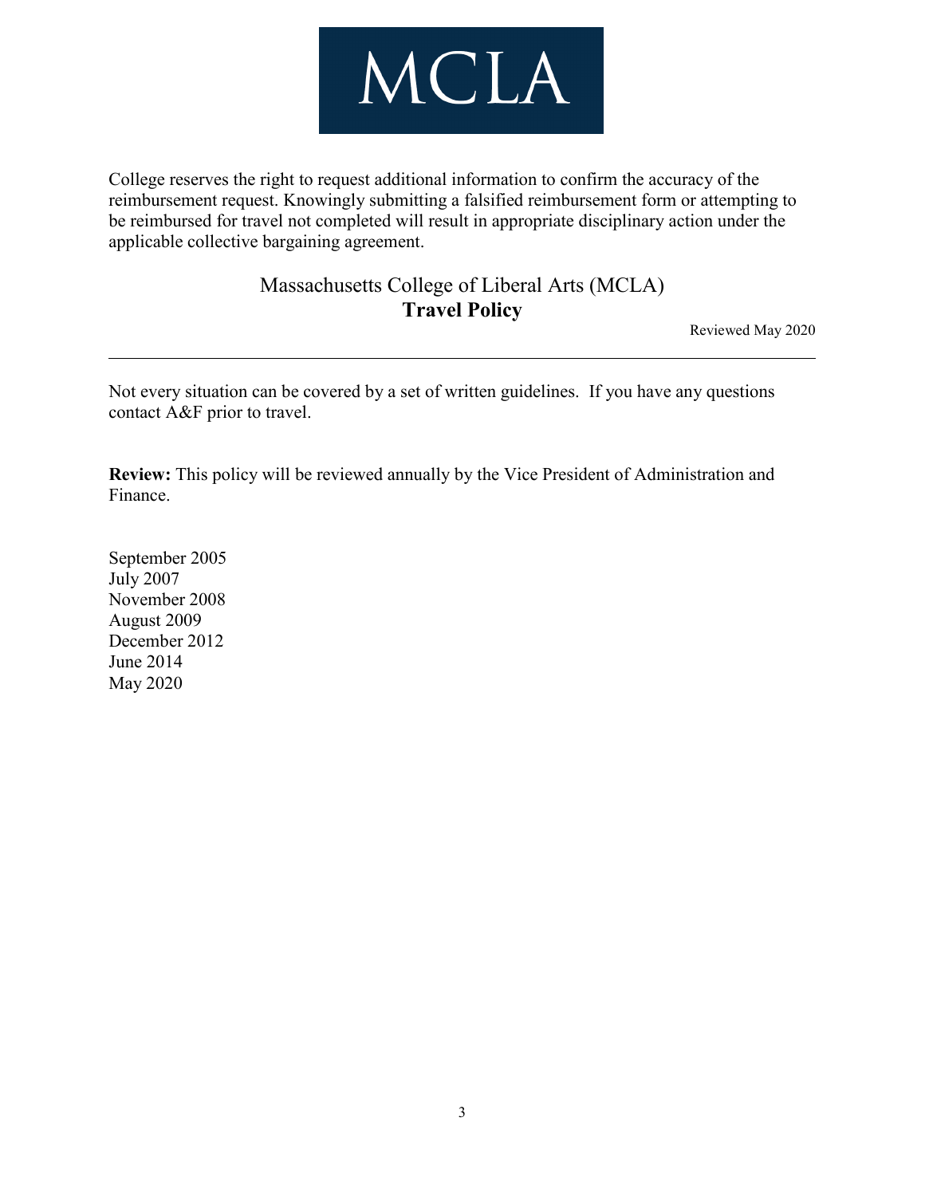College reserves the right to request additional information to confirm the accuracy of the reimbursement request. Knowingly submitting a falsified reimbursement form or attempting to be reimbursed for travel not completed will result in appropriate disciplinary action under the applicable collective bargaining agreement.

Massachusetts College of Liberal Arts (MCLA)
**Travel Policy**

Reviewed May 2020

---

Not every situation can be covered by a set of written guidelines. If you have any questions contact A&F prior to travel.

**Review:** This policy will be reviewed annually by the Vice President of Administration and Finance.

September 2005
July 2007
November 2008
August 2009
December 2012
June 2014
May 2020